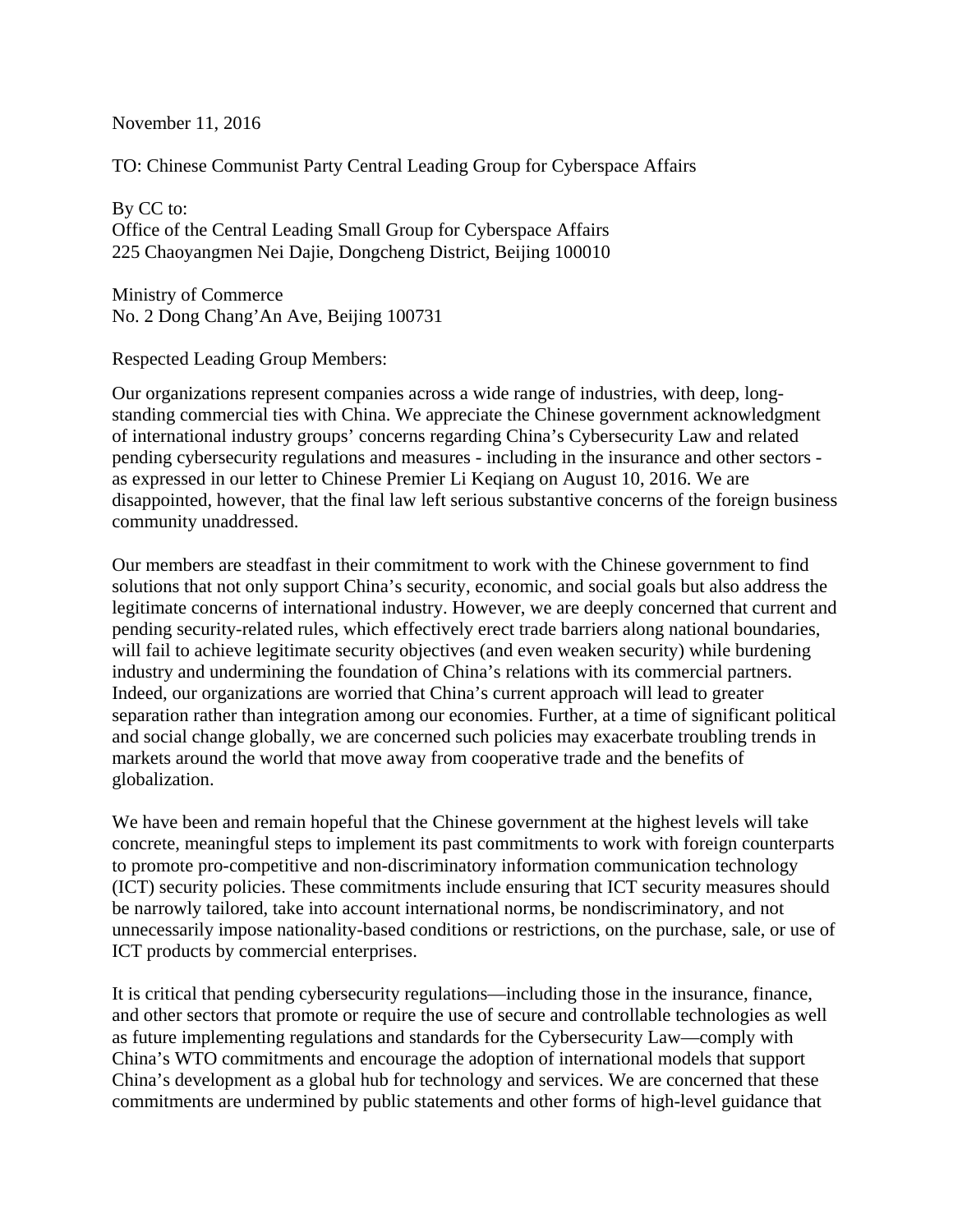November 11, 2016

TO: Chinese Communist Party Central Leading Group for Cyberspace Affairs

By CC to:
Office of the Central Leading Small Group for Cyberspace Affairs
225 Chaoyangmen Nei Dajie, Dongcheng District, Beijing 100010

Ministry of Commerce
No. 2 Dong Chang'An Ave, Beijing 100731

Respected Leading Group Members:

Our organizations represent companies across a wide range of industries, with deep, long-standing commercial ties with China. We appreciate the Chinese government acknowledgment of international industry groups' concerns regarding China's Cybersecurity Law and related pending cybersecurity regulations and measures - including in the insurance and other sectors - as expressed in our letter to Chinese Premier Li Keqiang on August 10, 2016. We are disappointed, however, that the final law left serious substantive concerns of the foreign business community unaddressed.

Our members are steadfast in their commitment to work with the Chinese government to find solutions that not only support China's security, economic, and social goals but also address the legitimate concerns of international industry. However, we are deeply concerned that current and pending security-related rules, which effectively erect trade barriers along national boundaries, will fail to achieve legitimate security objectives (and even weaken security) while burdening industry and undermining the foundation of China's relations with its commercial partners. Indeed, our organizations are worried that China's current approach will lead to greater separation rather than integration among our economies. Further, at a time of significant political and social change globally, we are concerned such policies may exacerbate troubling trends in markets around the world that move away from cooperative trade and the benefits of globalization.

We have been and remain hopeful that the Chinese government at the highest levels will take concrete, meaningful steps to implement its past commitments to work with foreign counterparts to promote pro-competitive and non-discriminatory information communication technology (ICT) security policies. These commitments include ensuring that ICT security measures should be narrowly tailored, take into account international norms, be nondiscriminatory, and not unnecessarily impose nationality-based conditions or restrictions, on the purchase, sale, or use of ICT products by commercial enterprises.

It is critical that pending cybersecurity regulations—including those in the insurance, finance, and other sectors that promote or require the use of secure and controllable technologies as well as future implementing regulations and standards for the Cybersecurity Law—comply with China's WTO commitments and encourage the adoption of international models that support China's development as a global hub for technology and services. We are concerned that these commitments are undermined by public statements and other forms of high-level guidance that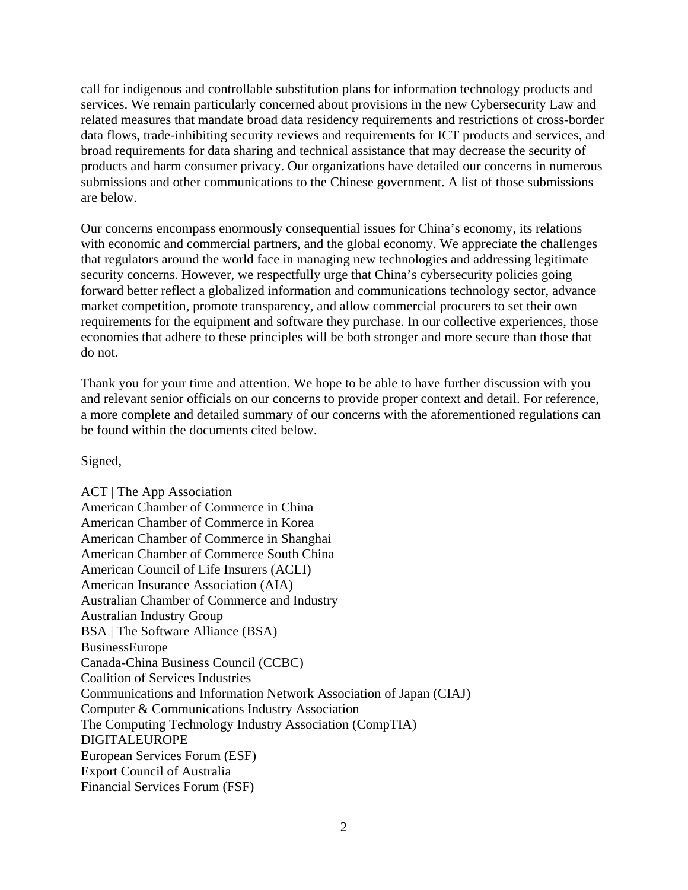call for indigenous and controllable substitution plans for information technology products and services. We remain particularly concerned about provisions in the new Cybersecurity Law and related measures that mandate broad data residency requirements and restrictions of cross-border data flows, trade-inhibiting security reviews and requirements for ICT products and services, and broad requirements for data sharing and technical assistance that may decrease the security of products and harm consumer privacy. Our organizations have detailed our concerns in numerous submissions and other communications to the Chinese government. A list of those submissions are below.

Our concerns encompass enormously consequential issues for China's economy, its relations with economic and commercial partners, and the global economy. We appreciate the challenges that regulators around the world face in managing new technologies and addressing legitimate security concerns. However, we respectfully urge that China's cybersecurity policies going forward better reflect a globalized information and communications technology sector, advance market competition, promote transparency, and allow commercial procurers to set their own requirements for the equipment and software they purchase. In our collective experiences, those economies that adhere to these principles will be both stronger and more secure than those that do not.

Thank you for your time and attention. We hope to be able to have further discussion with you and relevant senior officials on our concerns to provide proper context and detail. For reference, a more complete and detailed summary of our concerns with the aforementioned regulations can be found within the documents cited below.

Signed,

ACT | The App Association
American Chamber of Commerce in China
American Chamber of Commerce in Korea
American Chamber of Commerce in Shanghai
American Chamber of Commerce South China
American Council of Life Insurers (ACLI)
American Insurance Association (AIA)
Australian Chamber of Commerce and Industry
Australian Industry Group
BSA | The Software Alliance (BSA)
BusinessEurope
Canada-China Business Council (CCBC)
Coalition of Services Industries
Communications and Information Network Association of Japan (CIAJ)
Computer & Communications Industry Association
The Computing Technology Industry Association (CompTIA)
DIGITALEUROPE
European Services Forum (ESF)
Export Council of Australia
Financial Services Forum (FSF)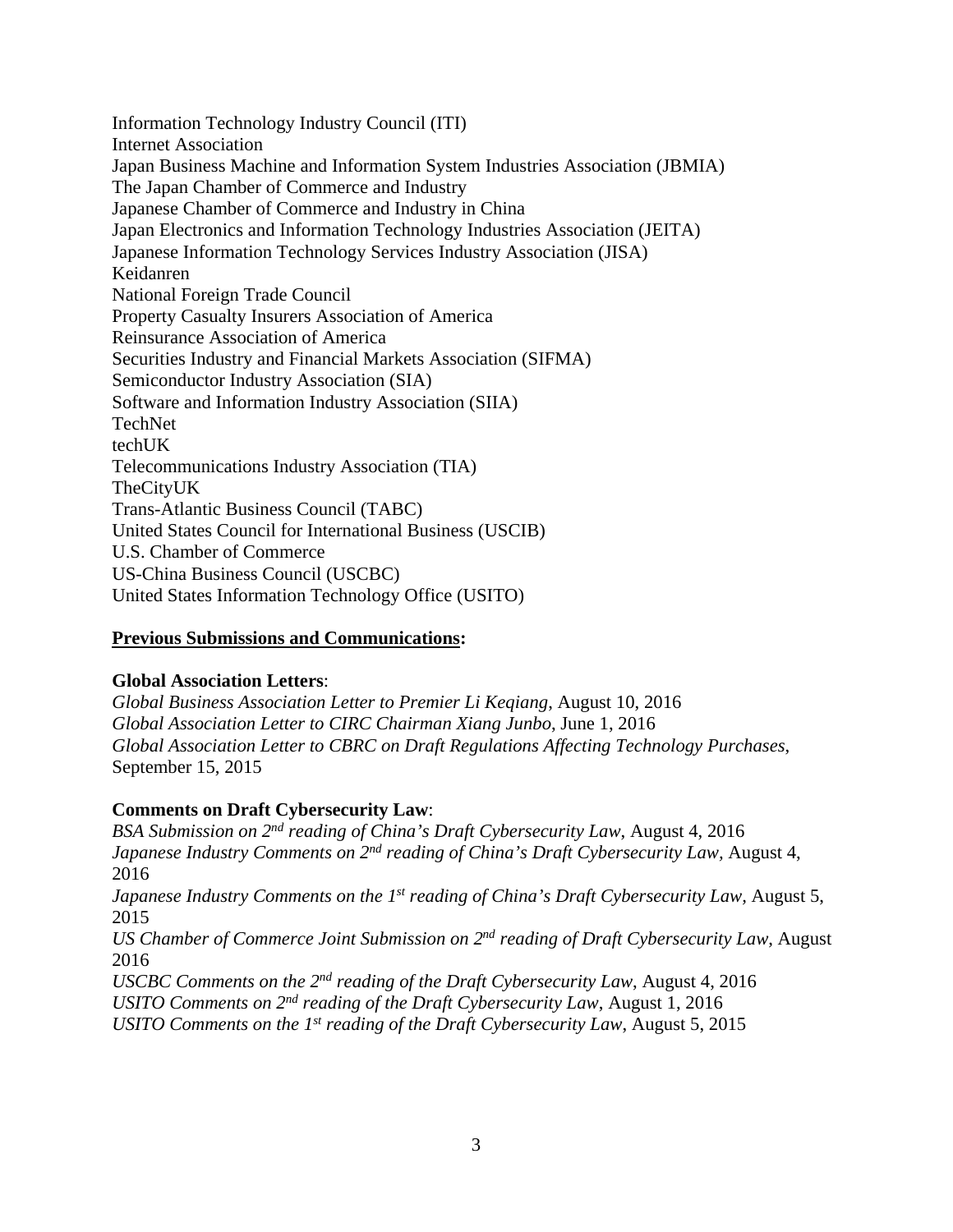Information Technology Industry Council (ITI)
Internet Association
Japan Business Machine and Information System Industries Association (JBMIA)
The Japan Chamber of Commerce and Industry
Japanese Chamber of Commerce and Industry in China
Japan Electronics and Information Technology Industries Association (JEITA)
Japanese Information Technology Services Industry Association (JISA)
Keidanren
National Foreign Trade Council
Property Casualty Insurers Association of America
Reinsurance Association of America
Securities Industry and Financial Markets Association (SIFMA)
Semiconductor Industry Association (SIA)
Software and Information Industry Association (SIIA)
TechNet
techUK
Telecommunications Industry Association (TIA)
TheCityUK
Trans-Atlantic Business Council (TABC)
United States Council for International Business (USCIB)
U.S. Chamber of Commerce
US-China Business Council (USCBC)
United States Information Technology Office (USITO)

**<u>Previous Submissions and Communications</u>:**

**Global Association Letters**:
*Global Business Association Letter to Premier Li Keqiang*, August 10, 2016
*Global Association Letter to CIRC Chairman Xiang Junbo*, June 1, 2016
*Global Association Letter to CBRC on Draft Regulations Affecting Technology Purchases*, September 15, 2015

**Comments on Draft Cybersecurity Law**:
*BSA Submission on 2nd reading of China's Draft Cybersecurity Law*, August 4, 2016
*Japanese Industry Comments on 2nd reading of China's Draft Cybersecurity Law*, August 4, 2016
*Japanese Industry Comments on the 1st reading of China's Draft Cybersecurity Law*, August 5, 2015
*US Chamber of Commerce Joint Submission on 2nd reading of Draft Cybersecurity Law*, August 2016
*USCBC Comments on the 2nd reading of the Draft Cybersecurity Law*, August 4, 2016
*USITO Comments on 2nd reading of the Draft Cybersecurity Law*, August 1, 2016
*USITO Comments on the 1st reading of the Draft Cybersecurity Law*, August 5, 2015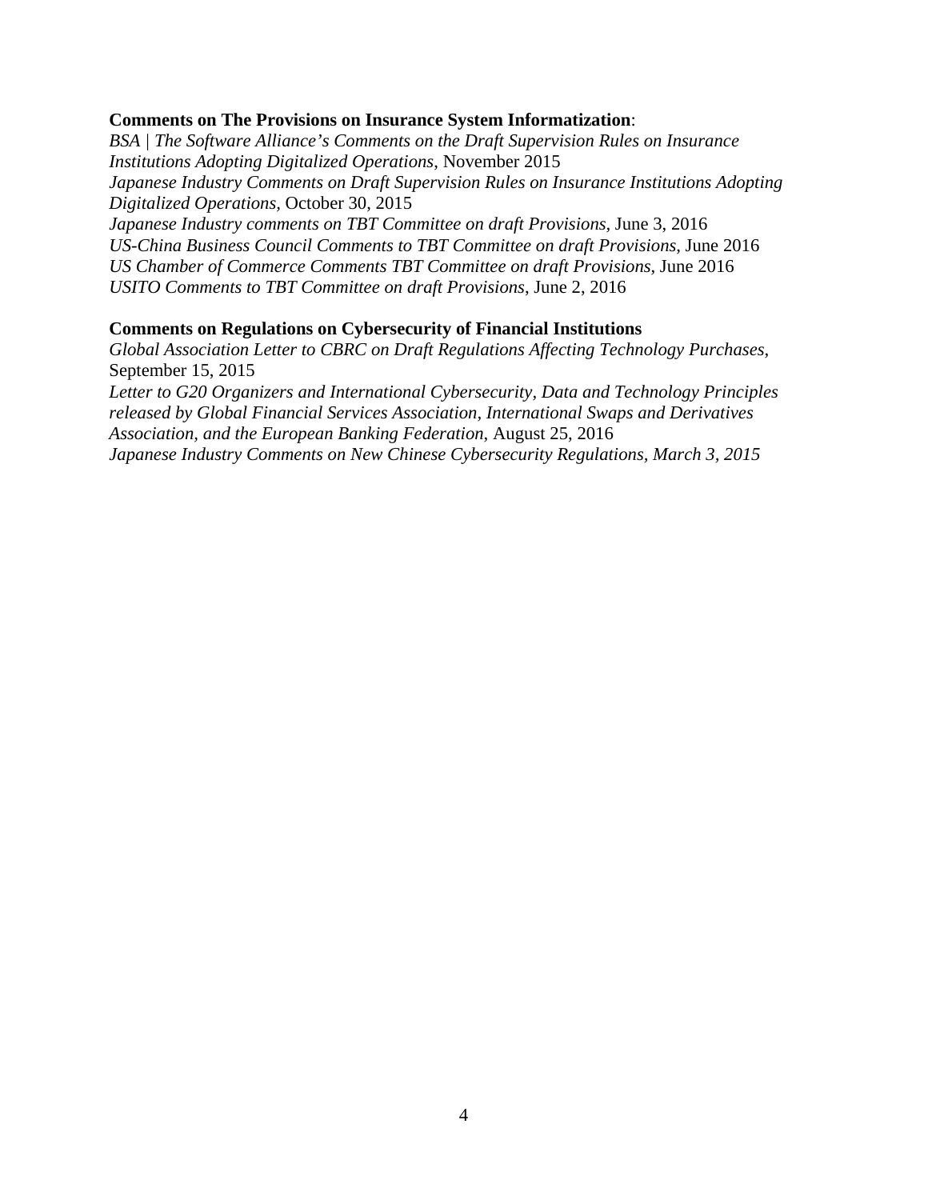**Comments on The Provisions on Insurance System Informatization**:
*BSA | The Software Alliance's Comments on the Draft Supervision Rules on Insurance Institutions Adopting Digitalized Operations*, November 2015
*Japanese Industry Comments on Draft Supervision Rules on Insurance Institutions Adopting Digitalized Operations,* October 30, 2015
*Japanese Industry comments on TBT Committee on draft Provisions,* June 3, 2016
*US-China Business Council Comments to TBT Committee on draft Provisions*, June 2016
*US Chamber of Commerce Comments TBT Committee on draft Provisions*, June 2016
*USITO Comments to TBT Committee on draft Provisions*, June 2, 2016

**Comments on Regulations on Cybersecurity of Financial Institutions**
*Global Association Letter to CBRC on Draft Regulations Affecting Technology Purchases*, September 15, 2015
*Letter to G20 Organizers and International Cybersecurity, Data and Technology Principles released by Global Financial Services Association, International Swaps and Derivatives Association, and the European Banking Federation*, August 25, 2016
*Japanese Industry Comments on New Chinese Cybersecurity Regulations, March 3, 2015*